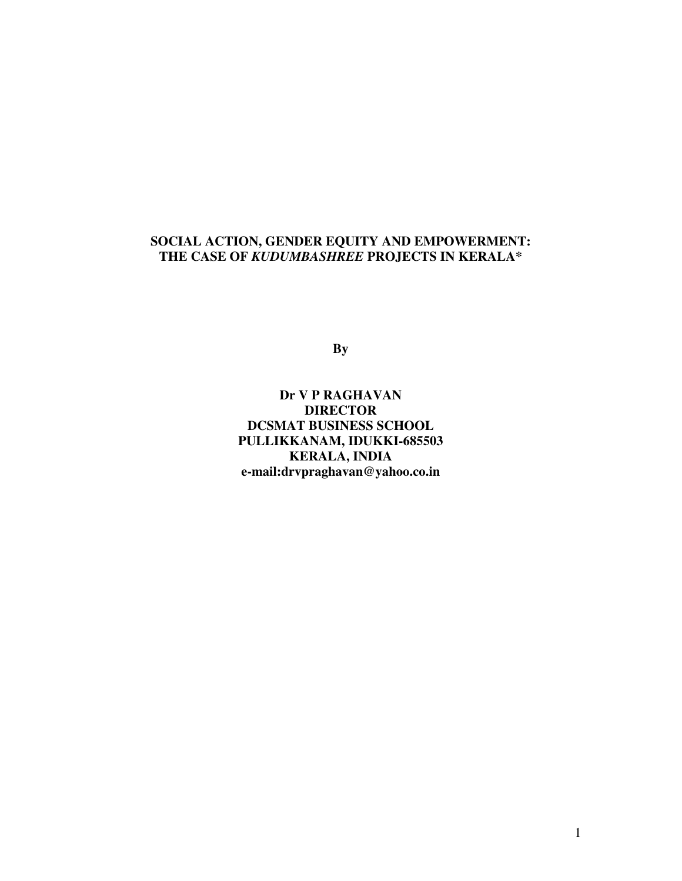# SOCIAL ACTION, GENDER EQUITY AND EMPOWERMENT: THE CASE OF *KUDUMBASHREE* PROJECTS IN KERALA*

**By**

**Dr V P RAGHAVAN**
**DIRECTOR**
**DCSMAT BUSINESS SCHOOL**
**PULLIKKANAM, IDUKKI-685503**
**KERALA, INDIA**
**e-mail:drvpraghavan@yahoo.co.in**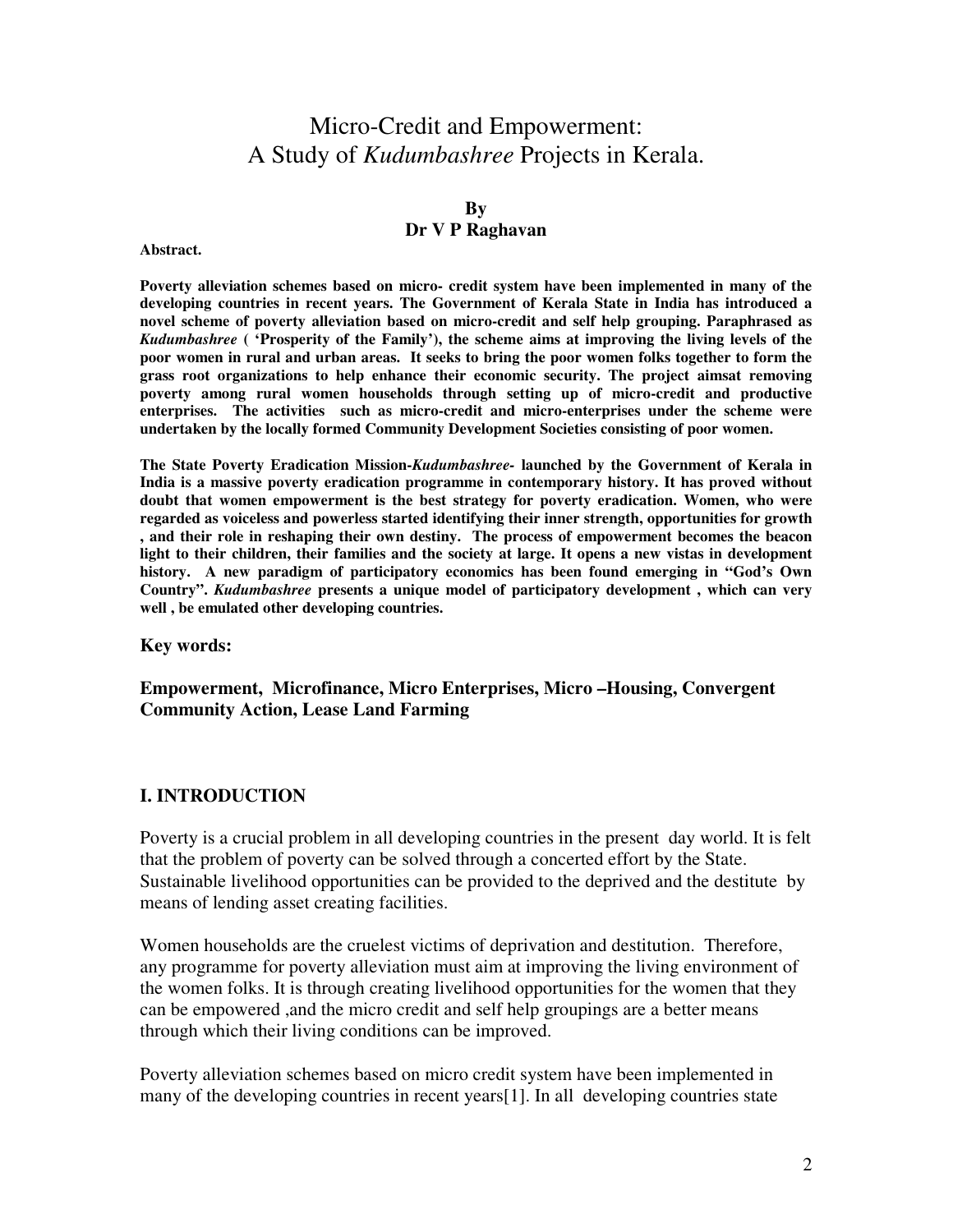// Micro-Credit and Empowerment: A Study of *Kudumbashree* Projects in Kerala.

**By**
**Dr V P Raghavan**

**Abstract.**

**Poverty alleviation schemes based on micro- credit system have been implemented in many of the developing countries in recent years. The Government of Kerala State in India has introduced a novel scheme of poverty alleviation based on micro-credit and self help grouping. Paraphrased as *Kudumbashree* ( 'Prosperity of the Family'), the scheme aims at improving the living levels of the poor women in rural and urban areas. It seeks to bring the poor women folks together to form the grass root organizations to help enhance their economic security. The project aimsat removing poverty among rural women households through setting up of micro-credit and productive enterprises. The activities such as micro-credit and micro-enterprises under the scheme were undertaken by the locally formed Community Development Societies consisting of poor women.**

**The State Poverty Eradication Mission-*Kudumbashree*- launched by the Government of Kerala in India is a massive poverty eradication programme in contemporary history. It has proved without doubt that women empowerment is the best strategy for poverty eradication. Women, who were regarded as voiceless and powerless started identifying their inner strength, opportunities for growth , and their role in reshaping their own destiny. The process of empowerment becomes the beacon light to their children, their families and the society at large. It opens a new vistas in development history. A new paradigm of participatory economics has been found emerging in "God's Own Country". *Kudumbashree* presents a unique model of participatory development , which can very well , be emulated other developing countries.**

**Key words:**

**Empowerment, Microfinance, Micro Enterprises, Micro –Housing, Convergent Community Action, Lease Land Farming**

## I. INTRODUCTION

Poverty is a crucial problem in all developing countries in the present day world. It is felt that the problem of poverty can be solved through a concerted effort by the State. Sustainable livelihood opportunities can be provided to the deprived and the destitute by means of lending asset creating facilities.

Women households are the cruelest victims of deprivation and destitution. Therefore, any programme for poverty alleviation must aim at improving the living environment of the women folks. It is through creating livelihood opportunities for the women that they can be empowered ,and the micro credit and self help groupings are a better means through which their living conditions can be improved.

Poverty alleviation schemes based on micro credit system have been implemented in many of the developing countries in recent years[1]. In all developing countries state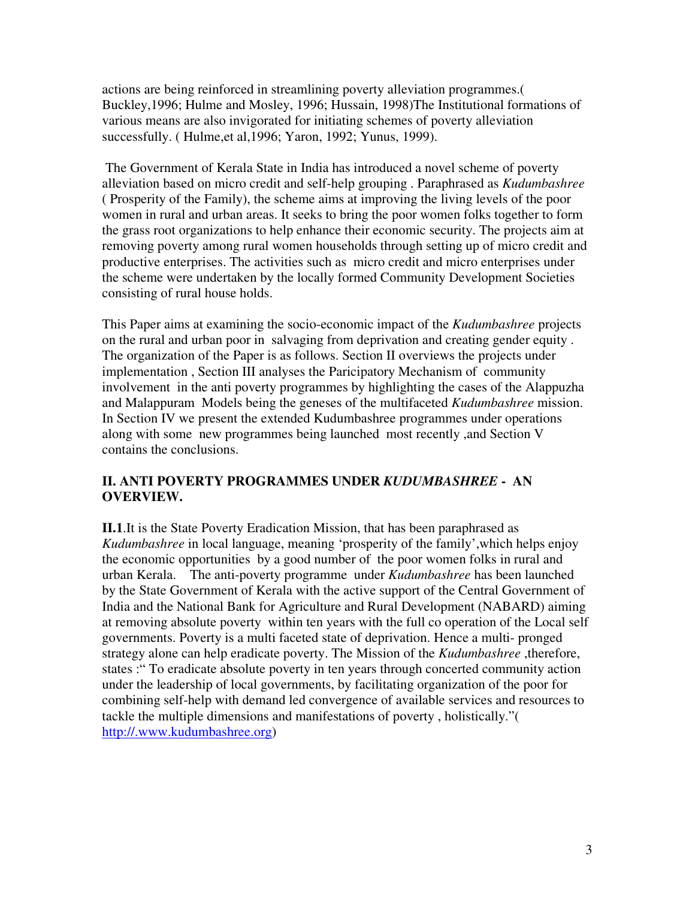actions are being reinforced in streamlining poverty alleviation programmes.( Buckley,1996; Hulme and Mosley, 1996; Hussain, 1998)The Institutional formations of various means are also invigorated for initiating schemes of poverty alleviation successfully. ( Hulme,et al,1996; Yaron, 1992; Yunus, 1999).

The Government of Kerala State in India has introduced a novel scheme of poverty alleviation based on micro credit and self-help grouping . Paraphrased as *Kudumbashree* ( Prosperity of the Family), the scheme aims at improving the living levels of the poor women in rural and urban areas. It seeks to bring the poor women folks together to form the grass root organizations to help enhance their economic security. The projects aim at removing poverty among rural women households through setting up of micro credit and productive enterprises. The activities such as micro credit and micro enterprises under the scheme were undertaken by the locally formed Community Development Societies consisting of rural house holds.

This Paper aims at examining the socio-economic impact of the *Kudumbashree* projects on the rural and urban poor in salvaging from deprivation and creating gender equity . The organization of the Paper is as follows. Section II overviews the projects under implementation , Section III analyses the Paricipatory Mechanism of community involvement in the anti poverty programmes by highlighting the cases of the Alappuzha and Malappuram Models being the geneses of the multifaceted *Kudumbashree* mission. In Section IV we present the extended Kudumbashree programmes under operations along with some new programmes being launched most recently ,and Section V contains the conclusions.

## II. ANTI POVERTY PROGRAMMES UNDER *KUDUMBASHREE* - AN OVERVIEW.

**II.1**.It is the State Poverty Eradication Mission, that has been paraphrased as *Kudumbashree* in local language, meaning 'prosperity of the family',which helps enjoy the economic opportunities by a good number of the poor women folks in rural and urban Kerala. The anti-poverty programme under *Kudumbashree* has been launched by the State Government of Kerala with the active support of the Central Government of India and the National Bank for Agriculture and Rural Development (NABARD) aiming at removing absolute poverty within ten years with the full co operation of the Local self governments. Poverty is a multi faceted state of deprivation. Hence a multi- pronged strategy alone can help eradicate poverty. The Mission of the *Kudumbashree* ,therefore, states :" To eradicate absolute poverty in ten years through concerted community action under the leadership of local governments, by facilitating organization of the poor for combining self-help with demand led convergence of available services and resources to tackle the multiple dimensions and manifestations of poverty , holistically."( http://.www.kudumbashree.org)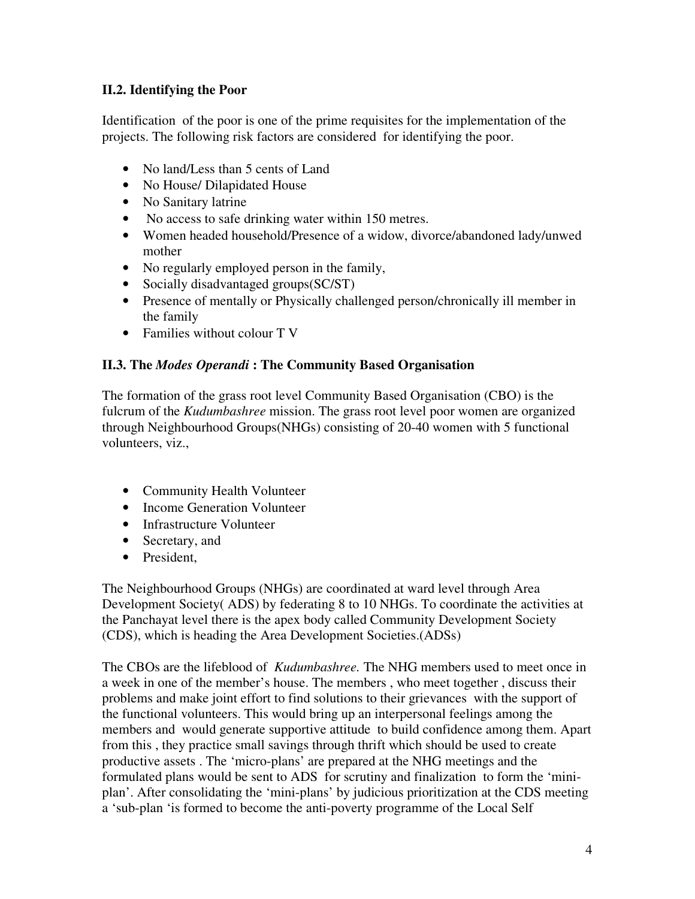### II.2. Identifying the Poor

Identification of the poor is one of the prime requisites for the implementation of the projects. The following risk factors are considered for identifying the poor.

- No land/Less than 5 cents of Land
- No House/ Dilapidated House
- No Sanitary latrine
- No access to safe drinking water within 150 metres.
- Women headed household/Presence of a widow, divorce/abandoned lady/unwed mother
- No regularly employed person in the family,
- Socially disadvantaged groups(SC/ST)
- Presence of mentally or Physically challenged person/chronically ill member in the family
- Families without colour T V

### II.3. The *Modes Operandi* : The Community Based Organisation

The formation of the grass root level Community Based Organisation (CBO) is the fulcrum of the *Kudumbashree* mission. The grass root level poor women are organized through Neighbourhood Groups(NHGs) consisting of 20-40 women with 5 functional volunteers, viz.,

- Community Health Volunteer
- Income Generation Volunteer
- Infrastructure Volunteer
- Secretary, and
- President,

The Neighbourhood Groups (NHGs) are coordinated at ward level through Area Development Society( ADS) by federating 8 to 10 NHGs. To coordinate the activities at the Panchayat level there is the apex body called Community Development Society (CDS), which is heading the Area Development Societies.(ADSs)

The CBOs are the lifeblood of *Kudumbashree.* The NHG members used to meet once in a week in one of the member's house. The members , who meet together , discuss their problems and make joint effort to find solutions to their grievances with the support of the functional volunteers. This would bring up an interpersonal feelings among the members and would generate supportive attitude to build confidence among them. Apart from this , they practice small savings through thrift which should be used to create productive assets . The 'micro-plans' are prepared at the NHG meetings and the formulated plans would be sent to ADS for scrutiny and finalization to form the 'mini-plan'. After consolidating the 'mini-plans' by judicious prioritization at the CDS meeting a 'sub-plan 'is formed to become the anti-poverty programme of the Local Self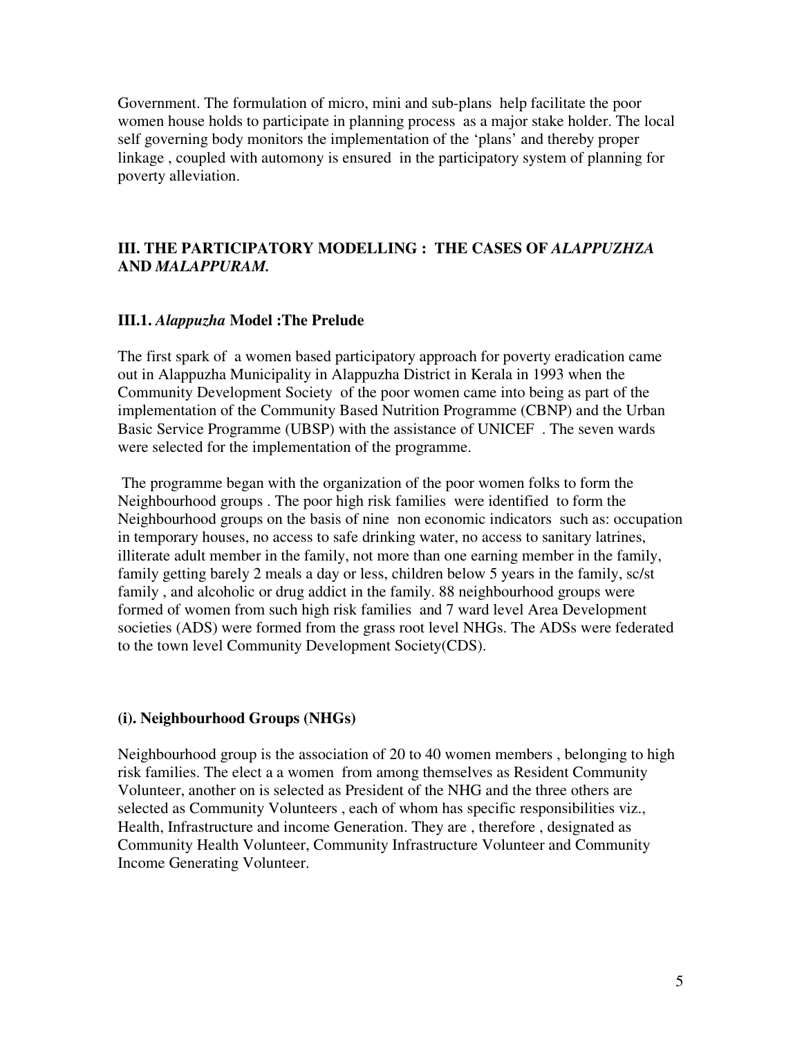Government. The formulation of micro, mini and sub-plans help facilitate the poor women house holds to participate in planning process as a major stake holder. The local self governing body monitors the implementation of the 'plans' and thereby proper linkage , coupled with automony is ensured in the participatory system of planning for poverty alleviation.

### III. THE PARTICIPATORY MODELLING : THE CASES OF *ALAPPUZHZA* AND *MALAPPURAM.*

#### III.1. *Alappuzha* Model :The Prelude

The first spark of a women based participatory approach for poverty eradication came out in Alappuzha Municipality in Alappuzha District in Kerala in 1993 when the Community Development Society of the poor women came into being as part of the implementation of the Community Based Nutrition Programme (CBNP) and the Urban Basic Service Programme (UBSP) with the assistance of UNICEF . The seven wards were selected for the implementation of the programme.

The programme began with the organization of the poor women folks to form the Neighbourhood groups . The poor high risk families were identified to form the Neighbourhood groups on the basis of nine non economic indicators such as: occupation in temporary houses, no access to safe drinking water, no access to sanitary latrines, illiterate adult member in the family, not more than one earning member in the family, family getting barely 2 meals a day or less, children below 5 years in the family, sc/st family , and alcoholic or drug addict in the family. 88 neighbourhood groups were formed of women from such high risk families and 7 ward level Area Development societies (ADS) were formed from the grass root level NHGs. The ADSs were federated to the town level Community Development Society(CDS).

#### (i). Neighbourhood Groups (NHGs)

Neighbourhood group is the association of 20 to 40 women members , belonging to high risk families. The elect a a women from among themselves as Resident Community Volunteer, another on is selected as President of the NHG and the three others are selected as Community Volunteers , each of whom has specific responsibilities viz., Health, Infrastructure and income Generation. They are , therefore , designated as Community Health Volunteer, Community Infrastructure Volunteer and Community Income Generating Volunteer.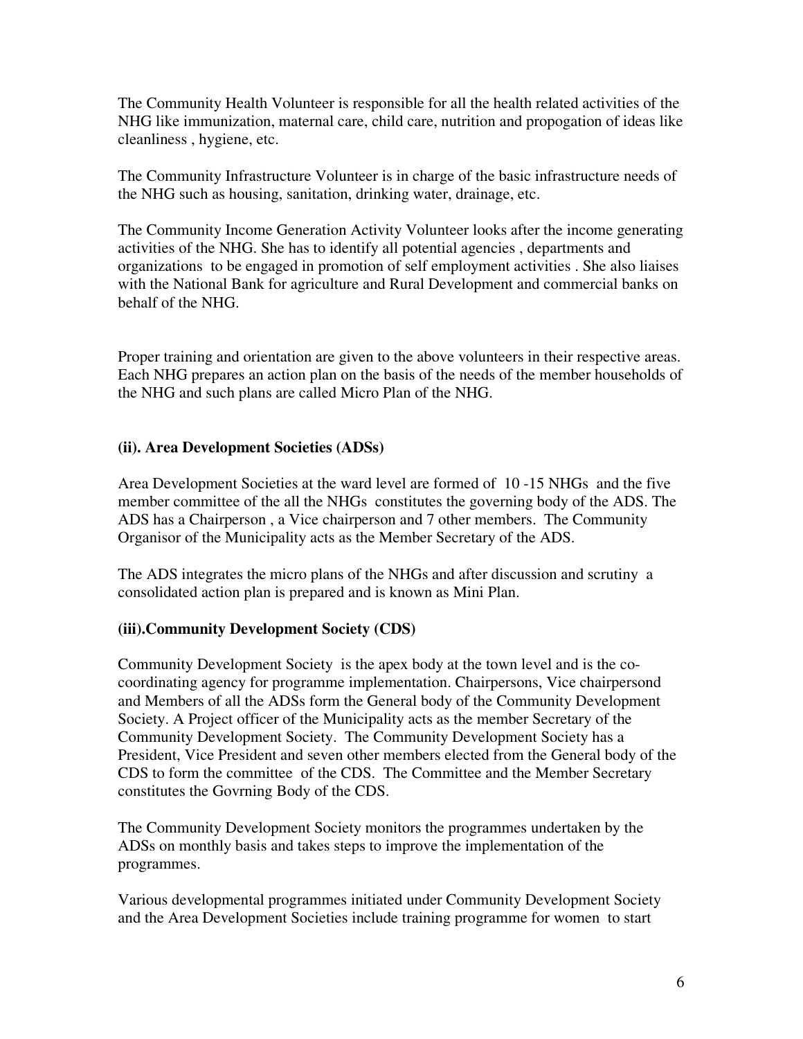The Community Health Volunteer is responsible for all the health related activities of the NHG like immunization, maternal care, child care, nutrition and propogation of ideas like cleanliness , hygiene, etc.

The Community Infrastructure Volunteer is in charge of the basic infrastructure needs of the NHG such as housing, sanitation, drinking water, drainage, etc.

The Community Income Generation Activity Volunteer looks after the income generating activities of the NHG. She has to identify all potential agencies , departments and organizations to be engaged in promotion of self employment activities . She also liaises with the National Bank for agriculture and Rural Development and commercial banks on behalf of the NHG.

Proper training and orientation are given to the above volunteers in their respective areas. Each NHG prepares an action plan on the basis of the needs of the member households of the NHG and such plans are called Micro Plan of the NHG.

#### (ii). Area Development Societies (ADSs)

Area Development Societies at the ward level are formed of 10 -15 NHGs and the five member committee of the all the NHGs constitutes the governing body of the ADS. The ADS has a Chairperson , a Vice chairperson and 7 other members. The Community Organisor of the Municipality acts as the Member Secretary of the ADS.

The ADS integrates the micro plans of the NHGs and after discussion and scrutiny a consolidated action plan is prepared and is known as Mini Plan.

#### (iii).Community Development Society (CDS)

Community Development Society is the apex body at the town level and is the co-coordinating agency for programme implementation. Chairpersons, Vice chairpersond and Members of all the ADSs form the General body of the Community Development Society. A Project officer of the Municipality acts as the member Secretary of the Community Development Society. The Community Development Society has a President, Vice President and seven other members elected from the General body of the CDS to form the committee of the CDS. The Committee and the Member Secretary constitutes the Govrning Body of the CDS.

The Community Development Society monitors the programmes undertaken by the ADSs on monthly basis and takes steps to improve the implementation of the programmes.

Various developmental programmes initiated under Community Development Society and the Area Development Societies include training programme for women to start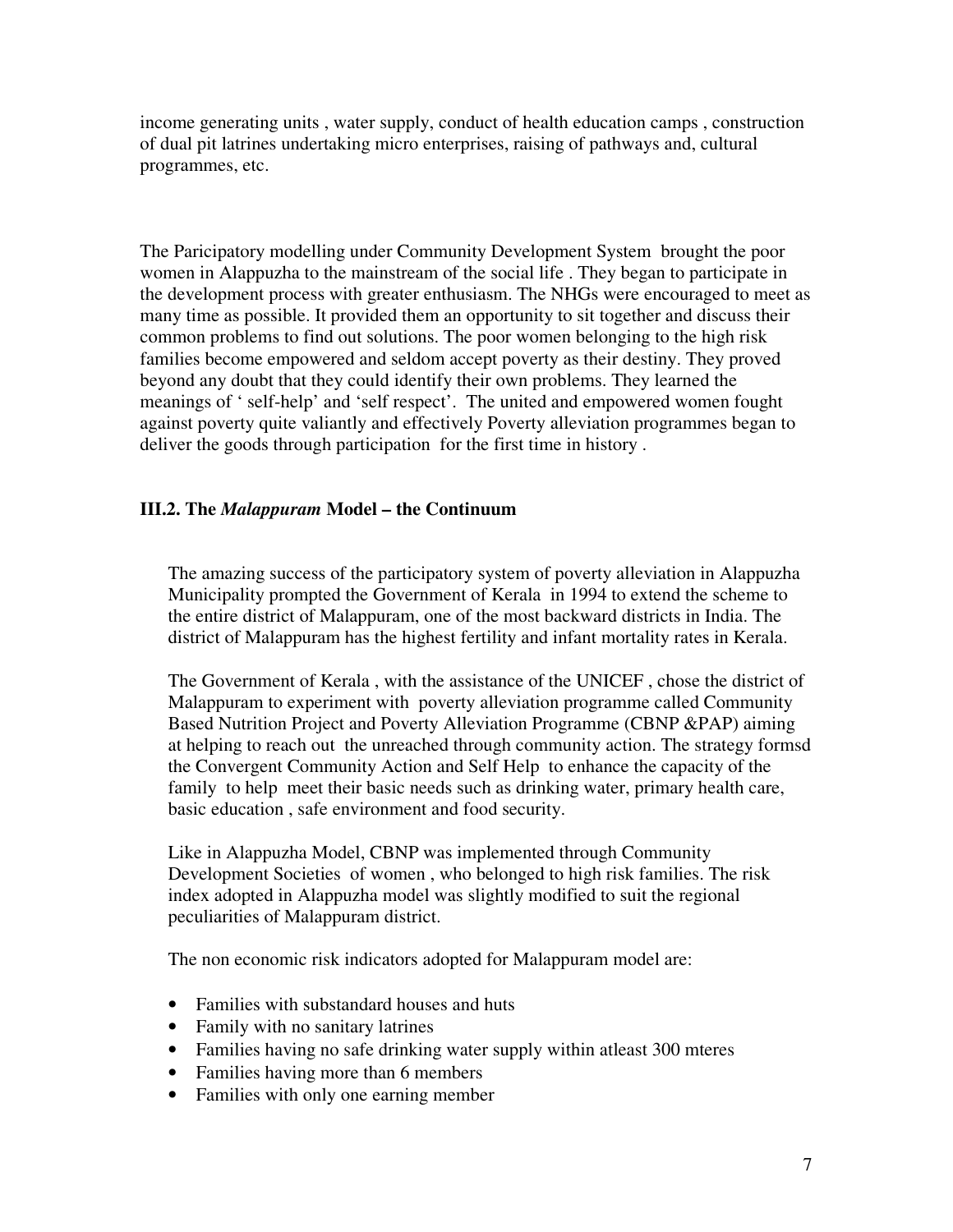income generating units , water supply, conduct of health education camps , construction of dual pit latrines undertaking micro enterprises, raising of pathways and, cultural programmes, etc.

The Paricipatory modelling under Community Development System brought the poor women in Alappuzha to the mainstream of the social life . They began to participate in the development process with greater enthusiasm. The NHGs were encouraged to meet as many time as possible. It provided them an opportunity to sit together and discuss their common problems to find out solutions. The poor women belonging to the high risk families become empowered and seldom accept poverty as their destiny. They proved beyond any doubt that they could identify their own problems. They learned the meanings of ' self-help' and 'self respect'. The united and empowered women fought against poverty quite valiantly and effectively Poverty alleviation programmes began to deliver the goods through participation for the first time in history .

### III.2. The *Malappuram* Model – the Continuum

The amazing success of the participatory system of poverty alleviation in Alappuzha Municipality prompted the Government of Kerala in 1994 to extend the scheme to the entire district of Malappuram, one of the most backward districts in India. The district of Malappuram has the highest fertility and infant mortality rates in Kerala.

The Government of Kerala , with the assistance of the UNICEF , chose the district of Malappuram to experiment with poverty alleviation programme called Community Based Nutrition Project and Poverty Alleviation Programme (CBNP &PAP) aiming at helping to reach out the unreached through community action. The strategy formsd the Convergent Community Action and Self Help to enhance the capacity of the family to help meet their basic needs such as drinking water, primary health care, basic education , safe environment and food security.

Like in Alappuzha Model, CBNP was implemented through Community Development Societies of women , who belonged to high risk families. The risk index adopted in Alappuzha model was slightly modified to suit the regional peculiarities of Malappuram district.

The non economic risk indicators adopted for Malappuram model are:

- Families with substandard houses and huts
- Family with no sanitary latrines
- Families having no safe drinking water supply within atleast 300 mteres
- Families having more than 6 members
- Families with only one earning member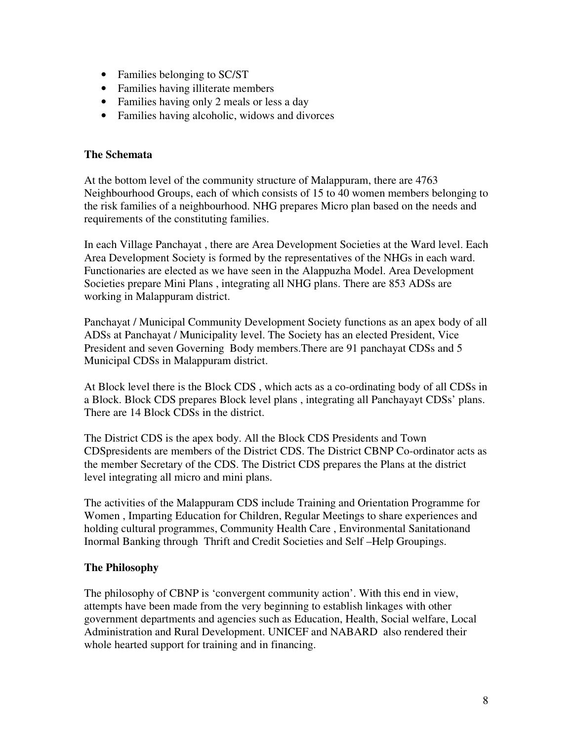- Families belonging to SC/ST
- Families having illiterate members
- Families having only 2 meals or less a day
- Families having alcoholic, widows and divorces

**The Schemata**

At the bottom level of the community structure of Malappuram, there are 4763 Neighbourhood Groups, each of which consists of 15 to 40 women members belonging to the risk families of a neighbourhood. NHG prepares Micro plan based on the needs and requirements of the constituting families.

In each Village Panchayat , there are Area Development Societies at the Ward level. Each Area Development Society is formed by the representatives of the NHGs in each ward. Functionaries are elected as we have seen in the Alappuzha Model. Area Development Societies prepare Mini Plans , integrating all NHG plans. There are 853 ADSs are working in Malappuram district.

Panchayat / Municipal Community Development Society functions as an apex body of all ADSs at Panchayat / Municipality level. The Society has an elected President, Vice President and seven Governing Body members.There are 91 panchayat CDSs and 5 Municipal CDSs in Malappuram district.

At Block level there is the Block CDS , which acts as a co-ordinating body of all CDSs in a Block. Block CDS prepares Block level plans , integrating all Panchayayt CDSs' plans. There are 14 Block CDSs in the district.

The District CDS is the apex body. All the Block CDS Presidents and Town CDSpresidents are members of the District CDS. The District CBNP Co-ordinator acts as the member Secretary of the CDS. The District CDS prepares the Plans at the district level integrating all micro and mini plans.

The activities of the Malappuram CDS include Training and Orientation Programme for Women , Imparting Education for Children, Regular Meetings to share experiences and holding cultural programmes, Community Health Care , Environmental Sanitationand Inormal Banking through Thrift and Credit Societies and Self –Help Groupings.

**The Philosophy**

The philosophy of CBNP is 'convergent community action'. With this end in view, attempts have been made from the very beginning to establish linkages with other government departments and agencies such as Education, Health, Social welfare, Local Administration and Rural Development. UNICEF and NABARD also rendered their whole hearted support for training and in financing.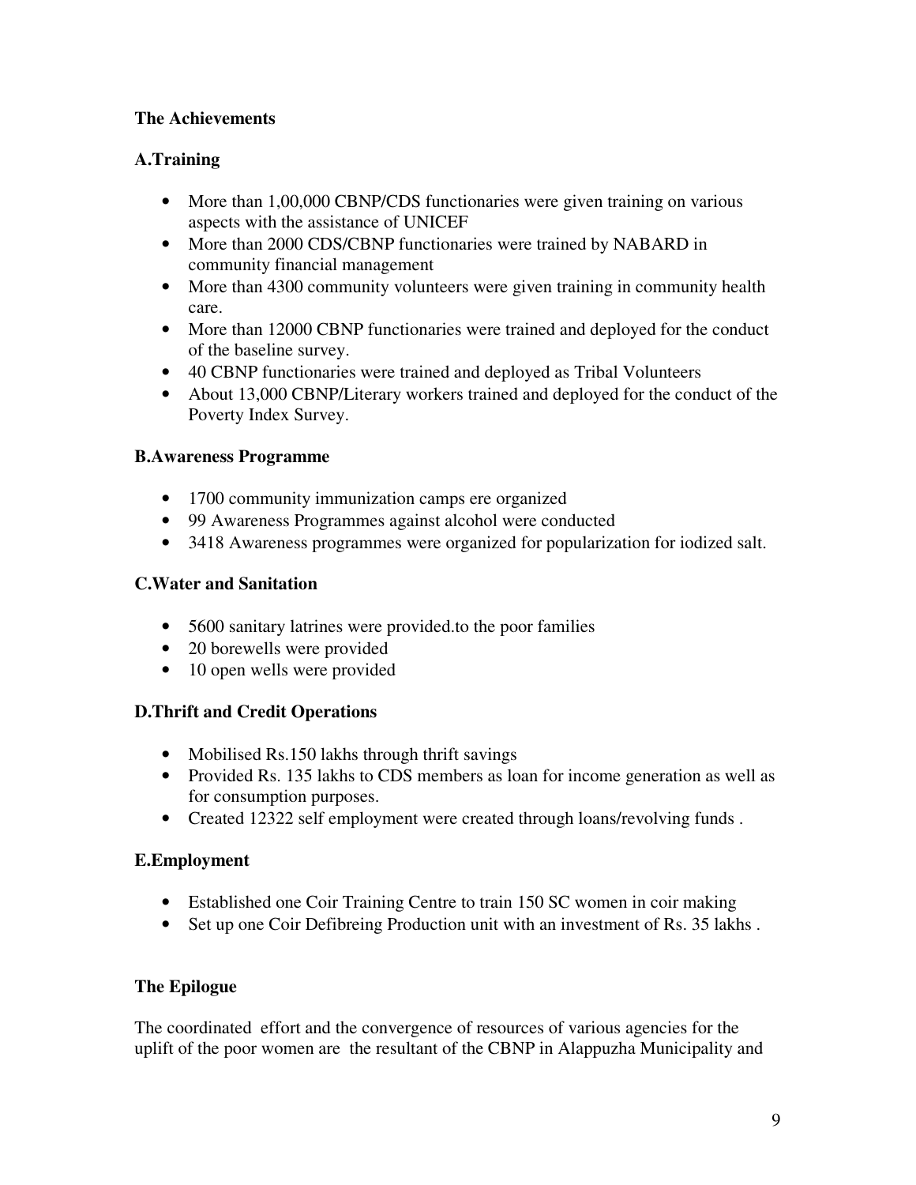**The Achievements**

**A.Training**

- More than 1,00,000 CBNP/CDS functionaries were given training on various aspects with the assistance of UNICEF
- More than 2000 CDS/CBNP functionaries were trained by NABARD in community financial management
- More than 4300 community volunteers were given training in community health care.
- More than 12000 CBNP functionaries were trained and deployed for the conduct of the baseline survey.
- 40 CBNP functionaries were trained and deployed as Tribal Volunteers
- About 13,000 CBNP/Literary workers trained and deployed for the conduct of the Poverty Index Survey.

**B.Awareness Programme**

- 1700 community immunization camps ere organized
- 99 Awareness Programmes against alcohol were conducted
- 3418 Awareness programmes were organized for popularization for iodized salt.

**C.Water and Sanitation**

- 5600 sanitary latrines were provided.to the poor families
- 20 borewells were provided
- 10 open wells were provided

**D.Thrift and Credit Operations**

- Mobilised Rs.150 lakhs through thrift savings
- Provided Rs. 135 lakhs to CDS members as loan for income generation as well as for consumption purposes.
- Created 12322 self employment were created through loans/revolving funds .

**E.Employment**

- Established one Coir Training Centre to train 150 SC women in coir making
- Set up one Coir Defibreing Production unit with an investment of Rs. 35 lakhs .

**The Epilogue**

The coordinated effort and the convergence of resources of various agencies for the uplift of the poor women are the resultant of the CBNP in Alappuzha Municipality and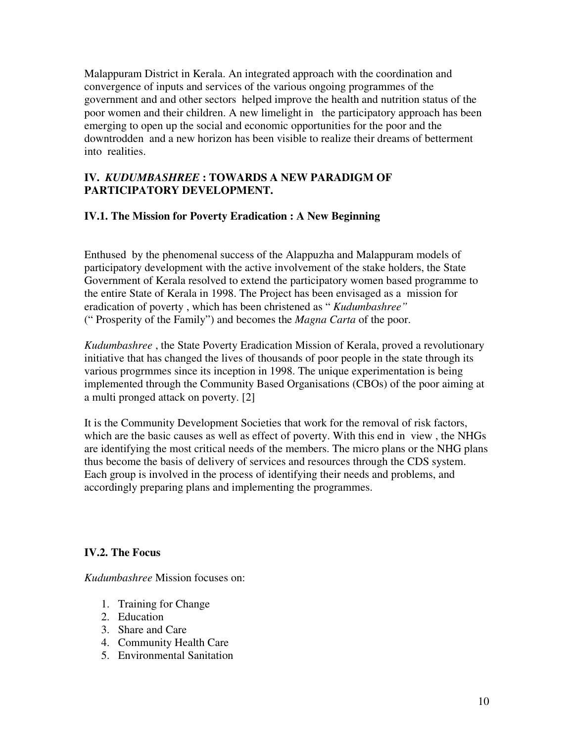Malappuram District in Kerala. An integrated approach with the coordination and convergence of inputs and services of the various ongoing programmes of the government and and other sectors helped improve the health and nutrition status of the poor women and their children. A new limelight in the participatory approach has been emerging to open up the social and economic opportunities for the poor and the downtrodden and a new horizon has been visible to realize their dreams of betterment into realities.

## IV. *KUDUMBASHREE* : TOWARDS A NEW PARADIGM OF PARTICIPATORY DEVELOPMENT.

### IV.1. The Mission for Poverty Eradication : A New Beginning

Enthused by the phenomenal success of the Alappuzha and Malappuram models of participatory development with the active involvement of the stake holders, the State Government of Kerala resolved to extend the participatory women based programme to the entire State of Kerala in 1998. The Project has been envisaged as a mission for eradication of poverty , which has been christened as " *Kudumbashree"* (" Prosperity of the Family") and becomes the *Magna Carta* of the poor.

*Kudumbashree* , the State Poverty Eradication Mission of Kerala, proved a revolutionary initiative that has changed the lives of thousands of poor people in the state through its various progrmmes since its inception in 1998. The unique experimentation is being implemented through the Community Based Organisations (CBOs) of the poor aiming at a multi pronged attack on poverty. [2]

It is the Community Development Societies that work for the removal of risk factors, which are the basic causes as well as effect of poverty. With this end in view , the NHGs are identifying the most critical needs of the members. The micro plans or the NHG plans thus become the basis of delivery of services and resources through the CDS system. Each group is involved in the process of identifying their needs and problems, and accordingly preparing plans and implementing the programmes.

### IV.2. The Focus

*Kudumbashree* Mission focuses on:

1. Training for Change
2. Education
3. Share and Care
4. Community Health Care
5. Environmental Sanitation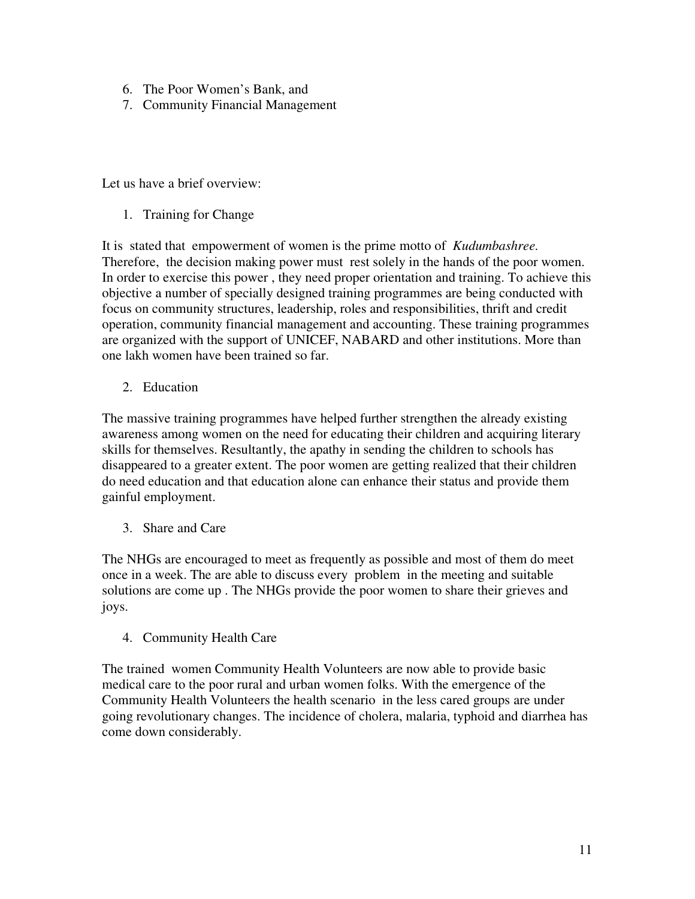6. The Poor Women's Bank, and
7. Community Financial Management

Let us have a brief overview:

1. Training for Change

It is stated that empowerment of women is the prime motto of *Kudumbashree*. Therefore, the decision making power must rest solely in the hands of the poor women. In order to exercise this power , they need proper orientation and training. To achieve this objective a number of specially designed training programmes are being conducted with focus on community structures, leadership, roles and responsibilities, thrift and credit operation, community financial management and accounting. These training programmes are organized with the support of UNICEF, NABARD and other institutions. More than one lakh women have been trained so far.

2. Education

The massive training programmes have helped further strengthen the already existing awareness among women on the need for educating their children and acquiring literary skills for themselves. Resultantly, the apathy in sending the children to schools has disappeared to a greater extent. The poor women are getting realized that their children do need education and that education alone can enhance their status and provide them gainful employment.

3. Share and Care

The NHGs are encouraged to meet as frequently as possible and most of them do meet once in a week. The are able to discuss every problem in the meeting and suitable solutions are come up . The NHGs provide the poor women to share their grieves and joys.

4. Community Health Care

The trained women Community Health Volunteers are now able to provide basic medical care to the poor rural and urban women folks. With the emergence of the Community Health Volunteers the health scenario in the less cared groups are under going revolutionary changes. The incidence of cholera, malaria, typhoid and diarrhea has come down considerably.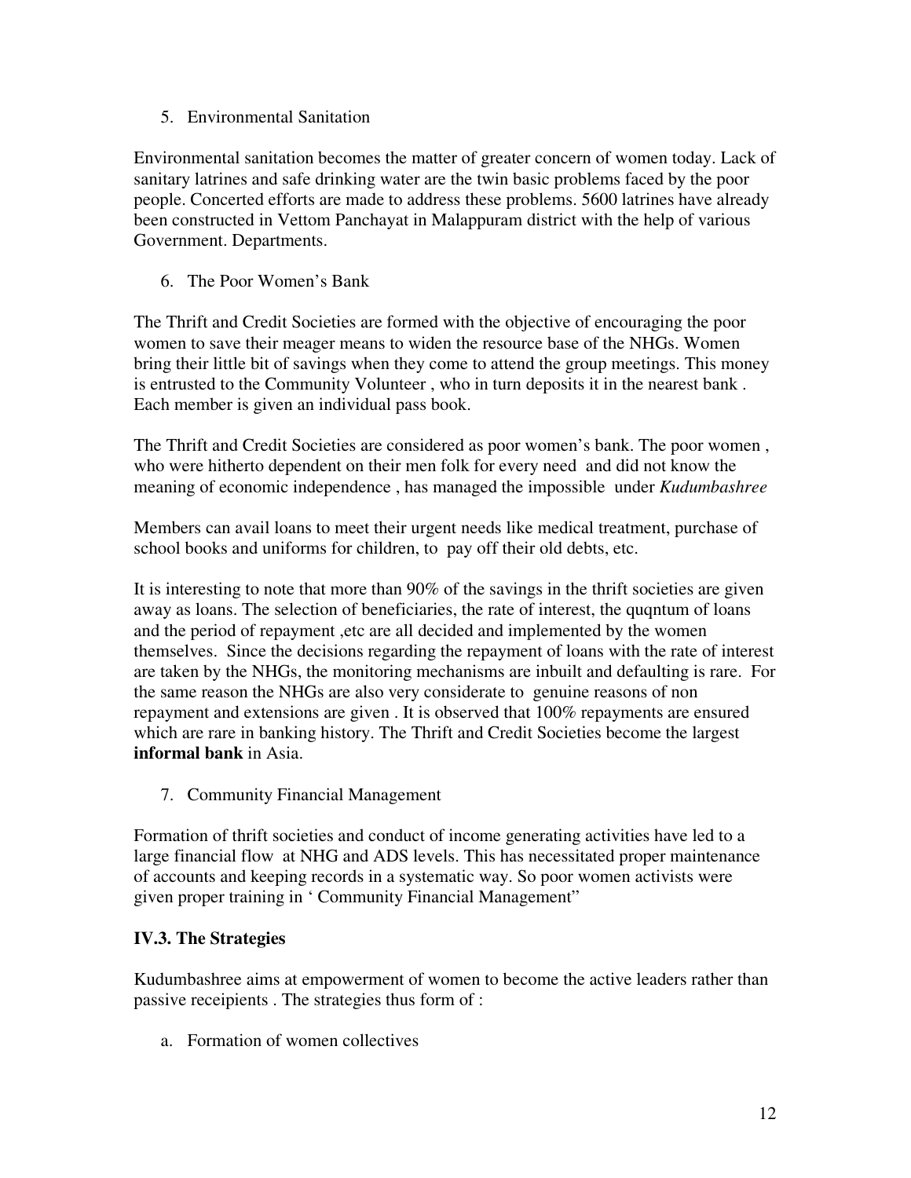5. Environmental Sanitation

Environmental sanitation becomes the matter of greater concern of women today. Lack of sanitary latrines and safe drinking water are the twin basic problems faced by the poor people. Concerted efforts are made to address these problems. 5600 latrines have already been constructed in Vettom Panchayat in Malappuram district with the help of various Government. Departments.

6. The Poor Women's Bank

The Thrift and Credit Societies are formed with the objective of encouraging the poor women to save their meager means to widen the resource base of the NHGs. Women bring their little bit of savings when they come to attend the group meetings. This money is entrusted to the Community Volunteer , who in turn deposits it in the nearest bank . Each member is given an individual pass book.

The Thrift and Credit Societies are considered as poor women's bank. The poor women , who were hitherto dependent on their men folk for every need and did not know the meaning of economic independence , has managed the impossible under *Kudumbashree*

Members can avail loans to meet their urgent needs like medical treatment, purchase of school books and uniforms for children, to pay off their old debts, etc.

It is interesting to note that more than 90% of the savings in the thrift societies are given away as loans. The selection of beneficiaries, the rate of interest, the quqntum of loans and the period of repayment ,etc are all decided and implemented by the women themselves. Since the decisions regarding the repayment of loans with the rate of interest are taken by the NHGs, the monitoring mechanisms are inbuilt and defaulting is rare. For the same reason the NHGs are also very considerate to genuine reasons of non repayment and extensions are given . It is observed that 100% repayments are ensured which are rare in banking history. The Thrift and Credit Societies become the largest **informal bank** in Asia.

7. Community Financial Management

Formation of thrift societies and conduct of income generating activities have led to a large financial flow at NHG and ADS levels. This has necessitated proper maintenance of accounts and keeping records in a systematic way. So poor women activists were given proper training in ' Community Financial Management"

### IV.3. The Strategies

Kudumbashree aims at empowerment of women to become the active leaders rather than passive receipients . The strategies thus form of :

a. Formation of women collectives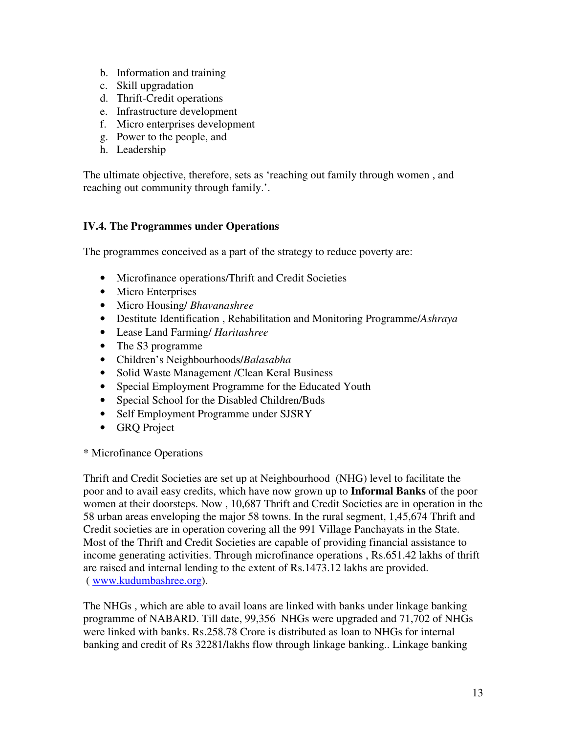b. Information and training
c. Skill upgradation
d. Thrift-Credit operations
e. Infrastructure development
f. Micro enterprises development
g. Power to the people, and
h. Leadership

The ultimate objective, therefore, sets as 'reaching out family through women , and reaching out community through family.'.

### IV.4. The Programmes under Operations

The programmes conceived as a part of the strategy to reduce poverty are:

- Microfinance operations/Thrift and Credit Societies
- Micro Enterprises
- Micro Housing/ *Bhavanashree*
- Destitute Identification , Rehabilitation and Monitoring Programme/*Ashraya*
- Lease Land Farming/ *Haritashree*
- The S3 programme
- Children's Neighbourhoods/*Balasabha*
- Solid Waste Management /Clean Keral Business
- Special Employment Programme for the Educated Youth
- Special School for the Disabled Children/Buds
- Self Employment Programme under SJSRY
- GRQ Project

* Microfinance Operations

Thrift and Credit Societies are set up at Neighbourhood (NHG) level to facilitate the poor and to avail easy credits, which have now grown up to **Informal Banks** of the poor women at their doorsteps. Now , 10,687 Thrift and Credit Societies are in operation in the 58 urban areas enveloping the major 58 towns. In the rural segment, 1,45,674 Thrift and Credit societies are in operation covering all the 991 Village Panchayats in the State. Most of the Thrift and Credit Societies are capable of providing financial assistance to income generating activities. Through microfinance operations , Rs.651.42 lakhs of thrift are raised and internal lending to the extent of Rs.1473.12 lakhs are provided. ( www.kudumbashree.org).

The NHGs , which are able to avail loans are linked with banks under linkage banking programme of NABARD. Till date, 99,356 NHGs were upgraded and 71,702 of NHGs were linked with banks. Rs.258.78 Crore is distributed as loan to NHGs for internal banking and credit of Rs 32281/lakhs flow through linkage banking.. Linkage banking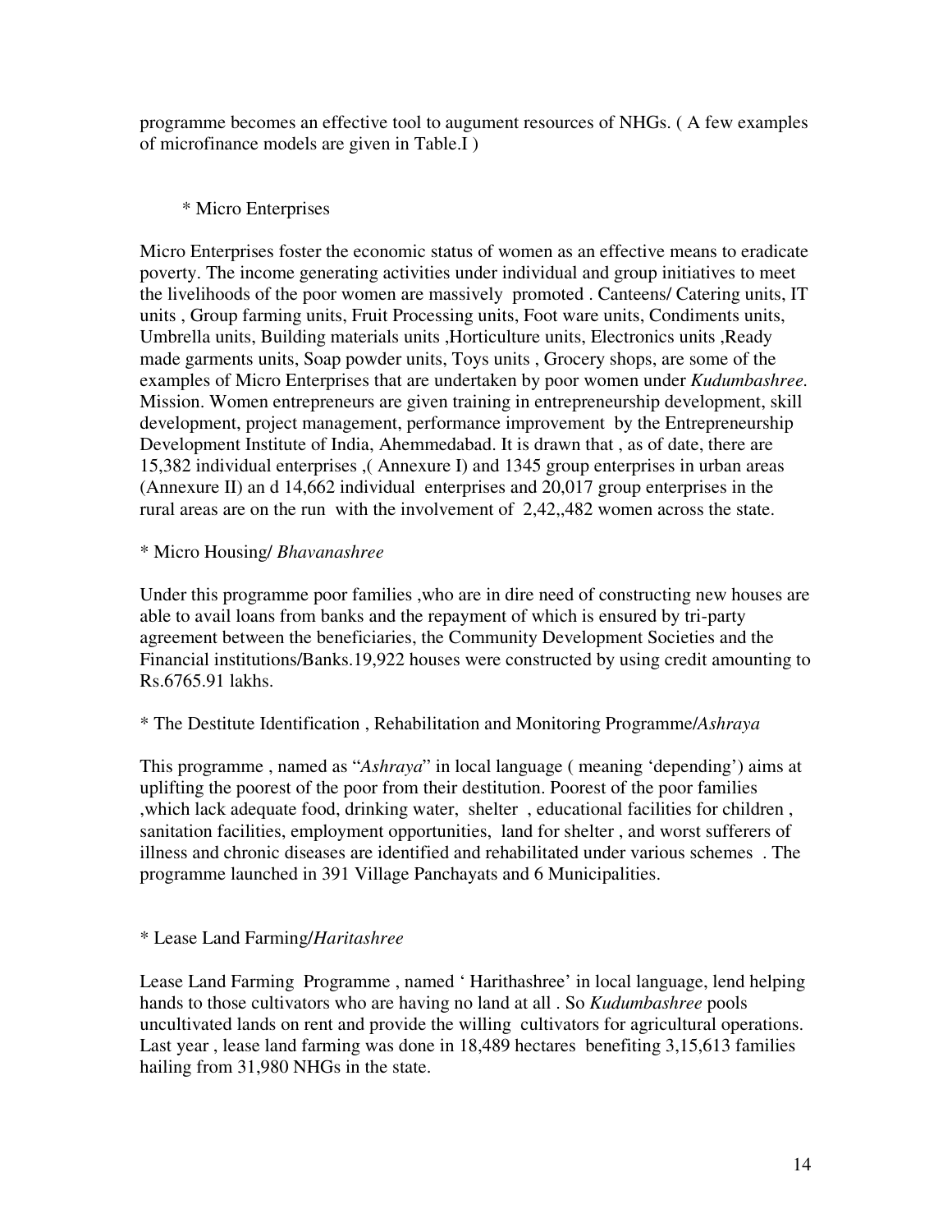programme becomes an effective tool to augument resources of NHGs. ( A few examples of microfinance models are given in Table.I )

\* Micro Enterprises

Micro Enterprises foster the economic status of women as an effective means to eradicate poverty. The income generating activities under individual and group initiatives to meet the livelihoods of the poor women are massively promoted . Canteens/ Catering units, IT units , Group farming units, Fruit Processing units, Foot ware units, Condiments units, Umbrella units, Building materials units ,Horticulture units, Electronics units ,Ready made garments units, Soap powder units, Toys units , Grocery shops, are some of the examples of Micro Enterprises that are undertaken by poor women under *Kudumbashree.* Mission. Women entrepreneurs are given training in entrepreneurship development, skill development, project management, performance improvement by the Entrepreneurship Development Institute of India, Ahemmedabad. It is drawn that , as of date, there are 15,382 individual enterprises ,( Annexure I) and 1345 group enterprises in urban areas (Annexure II) an d 14,662 individual enterprises and 20,017 group enterprises in the rural areas are on the run with the involvement of 2,42,,482 women across the state.

\* Micro Housing/ *Bhavanashree*

Under this programme poor families ,who are in dire need of constructing new houses are able to avail loans from banks and the repayment of which is ensured by tri-party agreement between the beneficiaries, the Community Development Societies and the Financial institutions/Banks.19,922 houses were constructed by using credit amounting to Rs.6765.91 lakhs.

\* The Destitute Identification , Rehabilitation and Monitoring Programme/*Ashraya*

This programme , named as "*Ashraya*" in local language ( meaning 'depending') aims at uplifting the poorest of the poor from their destitution. Poorest of the poor families ,which lack adequate food, drinking water, shelter , educational facilities for children , sanitation facilities, employment opportunities, land for shelter , and worst sufferers of illness and chronic diseases are identified and rehabilitated under various schemes . The programme launched in 391 Village Panchayats and 6 Municipalities.

\* Lease Land Farming/*Haritashree*

Lease Land Farming Programme , named ' Harithashree' in local language, lend helping hands to those cultivators who are having no land at all . So *Kudumbashree* pools uncultivated lands on rent and provide the willing cultivators for agricultural operations. Last year , lease land farming was done in 18,489 hectares benefiting 3,15,613 families hailing from 31,980 NHGs in the state.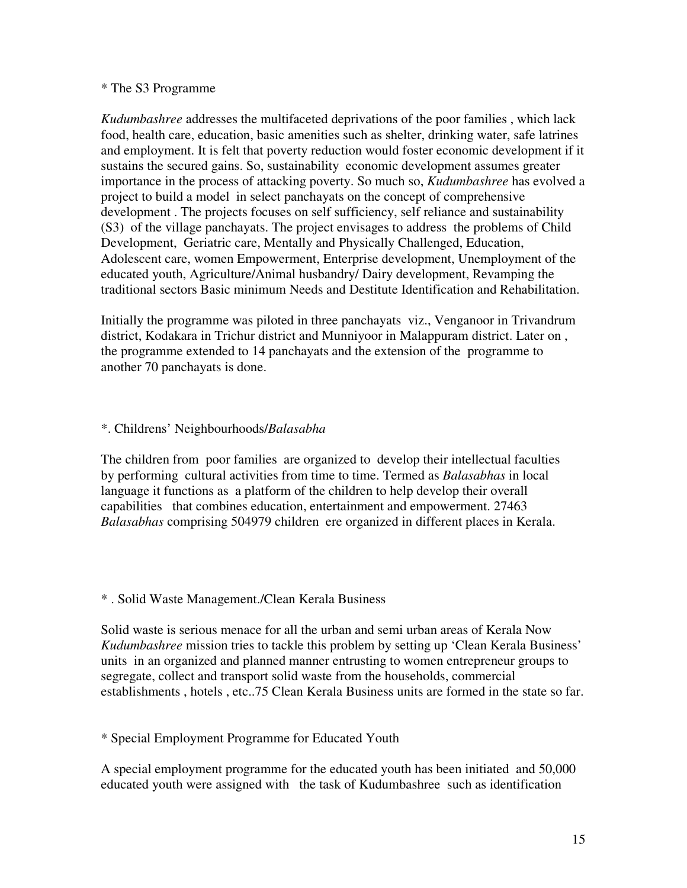* The S3 Programme

*Kudumbashree* addresses the multifaceted deprivations of the poor families , which lack food, health care, education, basic amenities such as shelter, drinking water, safe latrines and employment. It is felt that poverty reduction would foster economic development if it sustains the secured gains. So, sustainability economic development assumes greater importance in the process of attacking poverty. So much so, *Kudumbashree* has evolved a project to build a model in select panchayats on the concept of comprehensive development . The projects focuses on self sufficiency, self reliance and sustainability (S3) of the village panchayats. The project envisages to address the problems of Child Development, Geriatric care, Mentally and Physically Challenged, Education, Adolescent care, women Empowerment, Enterprise development, Unemployment of the educated youth, Agriculture/Animal husbandry/ Dairy development, Revamping the traditional sectors Basic minimum Needs and Destitute Identification and Rehabilitation.

Initially the programme was piloted in three panchayats viz., Venganoor in Trivandrum district, Kodakara in Trichur district and Munniyoor in Malappuram district. Later on , the programme extended to 14 panchayats and the extension of the programme to another 70 panchayats is done.

*. Childrens' Neighbourhoods/*Balasabha*

The children from poor families are organized to develop their intellectual faculties by performing cultural activities from time to time. Termed as *Balasabhas* in local language it functions as a platform of the children to help develop their overall capabilities that combines education, entertainment and empowerment. 27463 *Balasabhas* comprising 504979 children ere organized in different places in Kerala.

* . Solid Waste Management./Clean Kerala Business

Solid waste is serious menace for all the urban and semi urban areas of Kerala Now *Kudumbashree* mission tries to tackle this problem by setting up 'Clean Kerala Business' units in an organized and planned manner entrusting to women entrepreneur groups to segregate, collect and transport solid waste from the households, commercial establishments , hotels , etc..75 Clean Kerala Business units are formed in the state so far.

* Special Employment Programme for Educated Youth

A special employment programme for the educated youth has been initiated and 50,000 educated youth were assigned with the task of Kudumbashree such as identification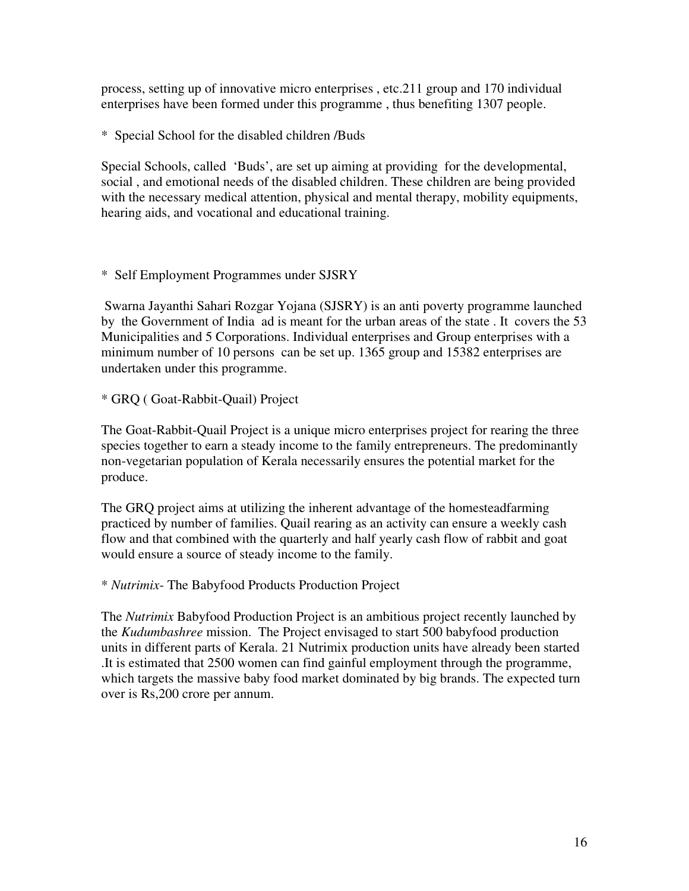process, setting up of innovative micro enterprises , etc.211 group and 170 individual enterprises have been formed under this programme , thus benefiting 1307 people.

* Special School for the disabled children /Buds

Special Schools, called 'Buds', are set up aiming at providing for the developmental, social , and emotional needs of the disabled children. These children are being provided with the necessary medical attention, physical and mental therapy, mobility equipments, hearing aids, and vocational and educational training.

* Self Employment Programmes under SJSRY

Swarna Jayanthi Sahari Rozgar Yojana (SJSRY) is an anti poverty programme launched by the Government of India ad is meant for the urban areas of the state . It covers the 53 Municipalities and 5 Corporations. Individual enterprises and Group enterprises with a minimum number of 10 persons can be set up. 1365 group and 15382 enterprises are undertaken under this programme.

* GRQ ( Goat-Rabbit-Quail) Project

The Goat-Rabbit-Quail Project is a unique micro enterprises project for rearing the three species together to earn a steady income to the family entrepreneurs. The predominantly non-vegetarian population of Kerala necessarily ensures the potential market for the produce.

The GRQ project aims at utilizing the inherent advantage of the homesteadfarming practiced by number of families. Quail rearing as an activity can ensure a weekly cash flow and that combined with the quarterly and half yearly cash flow of rabbit and goat would ensure a source of steady income to the family.

* *Nutrimix*- The Babyfood Products Production Project

The *Nutrimix* Babyfood Production Project is an ambitious project recently launched by the *Kudumbashree* mission. The Project envisaged to start 500 babyfood production units in different parts of Kerala. 21 Nutrimix production units have already been started .It is estimated that 2500 women can find gainful employment through the programme, which targets the massive baby food market dominated by big brands. The expected turn over is Rs,200 crore per annum.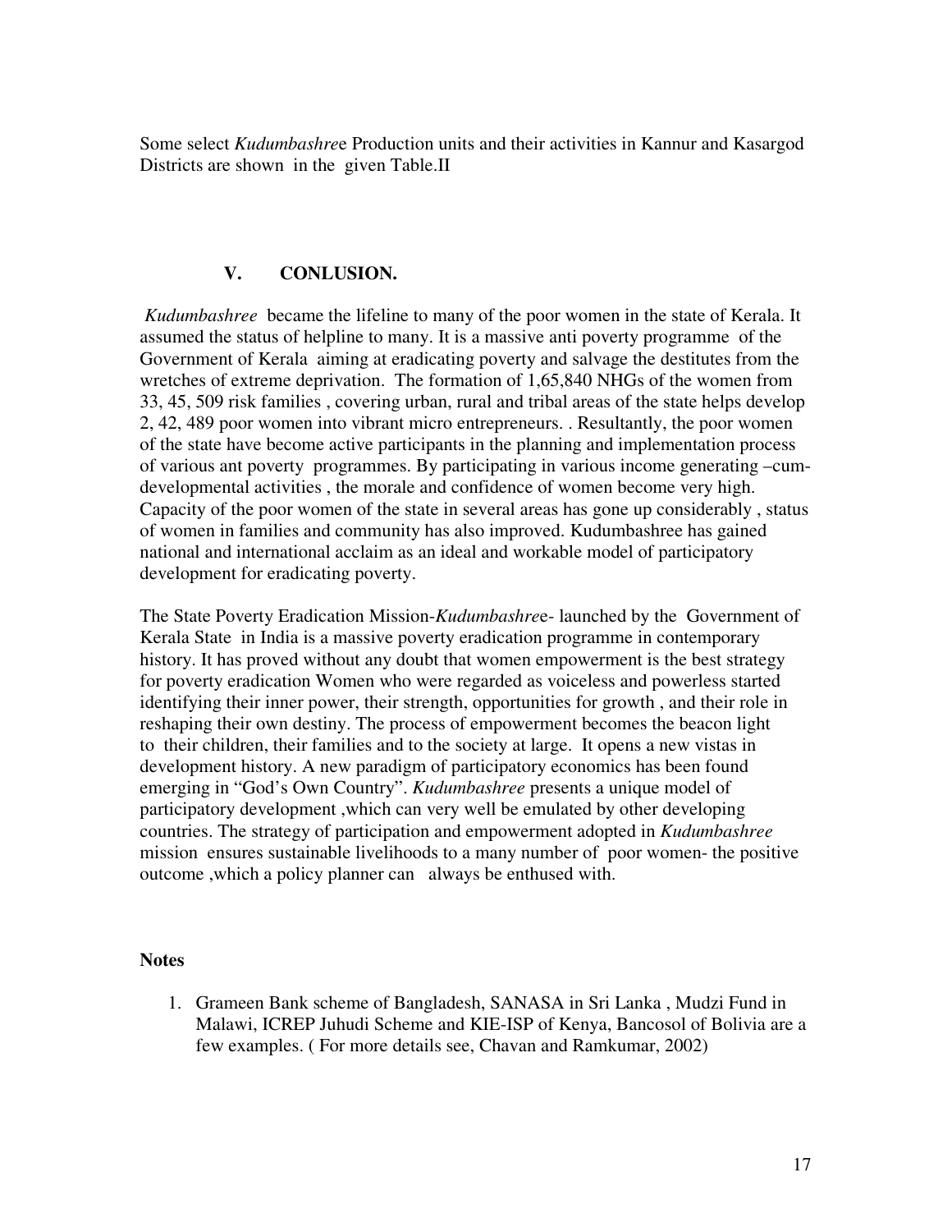Some select *Kudumbashree* Production units and their activities in Kannur and Kasargod Districts are shown in the given Table.II

## V. CONLUSION.

*Kudumbashree* became the lifeline to many of the poor women in the state of Kerala. It assumed the status of helpline to many. It is a massive anti poverty programme of the Government of Kerala aiming at eradicating poverty and salvage the destitutes from the wretches of extreme deprivation. The formation of 1,65,840 NHGs of the women from 33, 45, 509 risk families , covering urban, rural and tribal areas of the state helps develop 2, 42, 489 poor women into vibrant micro entrepreneurs. . Resultantly, the poor women of the state have become active participants in the planning and implementation process of various ant poverty programmes. By participating in various income generating –cum-developmental activities , the morale and confidence of women become very high. Capacity of the poor women of the state in several areas has gone up considerably , status of women in families and community has also improved. Kudumbashree has gained national and international acclaim as an ideal and workable model of participatory development for eradicating poverty.

The State Poverty Eradication Mission-*Kudumbashree*- launched by the Government of Kerala State in India is a massive poverty eradication programme in contemporary history. It has proved without any doubt that women empowerment is the best strategy for poverty eradication Women who were regarded as voiceless and powerless started identifying their inner power, their strength, opportunities for growth , and their role in reshaping their own destiny. The process of empowerment becomes the beacon light to their children, their families and to the society at large. It opens a new vistas in development history. A new paradigm of participatory economics has been found emerging in "God's Own Country". *Kudumbashree* presents a unique model of participatory development ,which can very well be emulated by other developing countries. The strategy of participation and empowerment adopted in *Kudumbashree* mission ensures sustainable livelihoods to a many number of poor women- the positive outcome ,which a policy planner can always be enthused with.

**Notes**

1. Grameen Bank scheme of Bangladesh, SANASA in Sri Lanka , Mudzi Fund in Malawi, ICREP Juhudi Scheme and KIE-ISP of Kenya, Bancosol of Bolivia are a few examples. ( For more details see, Chavan and Ramkumar, 2002)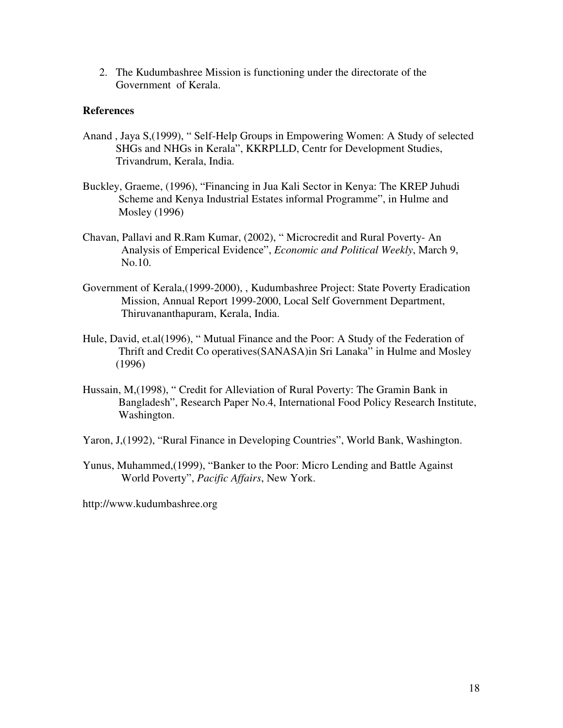2. The Kudumbashree Mission is functioning under the directorate of the Government of Kerala.

**References**

Anand , Jaya S,(1999), " Self-Help Groups in Empowering Women: A Study of selected SHGs and NHGs in Kerala", KKRPLLD, Centr for Development Studies, Trivandrum, Kerala, India.

Buckley, Graeme, (1996), "Financing in Jua Kali Sector in Kenya: The KREP Juhudi Scheme and Kenya Industrial Estates informal Programme", in Hulme and Mosley (1996)

Chavan, Pallavi and R.Ram Kumar, (2002), " Microcredit and Rural Poverty- An Analysis of Emperical Evidence", *Economic and Political Weekly*, March 9, No.10.

Government of Kerala,(1999-2000), , Kudumbashree Project: State Poverty Eradication Mission, Annual Report 1999-2000, Local Self Government Department, Thiruvananthapuram, Kerala, India.

Hule, David, et.al(1996), " Mutual Finance and the Poor: A Study of the Federation of Thrift and Credit Co operatives(SANASA)in Sri Lanaka" in Hulme and Mosley (1996)

Hussain, M,(1998), " Credit for Alleviation of Rural Poverty: The Gramin Bank in Bangladesh", Research Paper No.4, International Food Policy Research Institute, Washington.

Yaron, J,(1992), "Rural Finance in Developing Countries", World Bank, Washington.

Yunus, Muhammed,(1999), "Banker to the Poor: Micro Lending and Battle Against World Poverty", *Pacific Affairs*, New York.

http://www.kudumbashree.org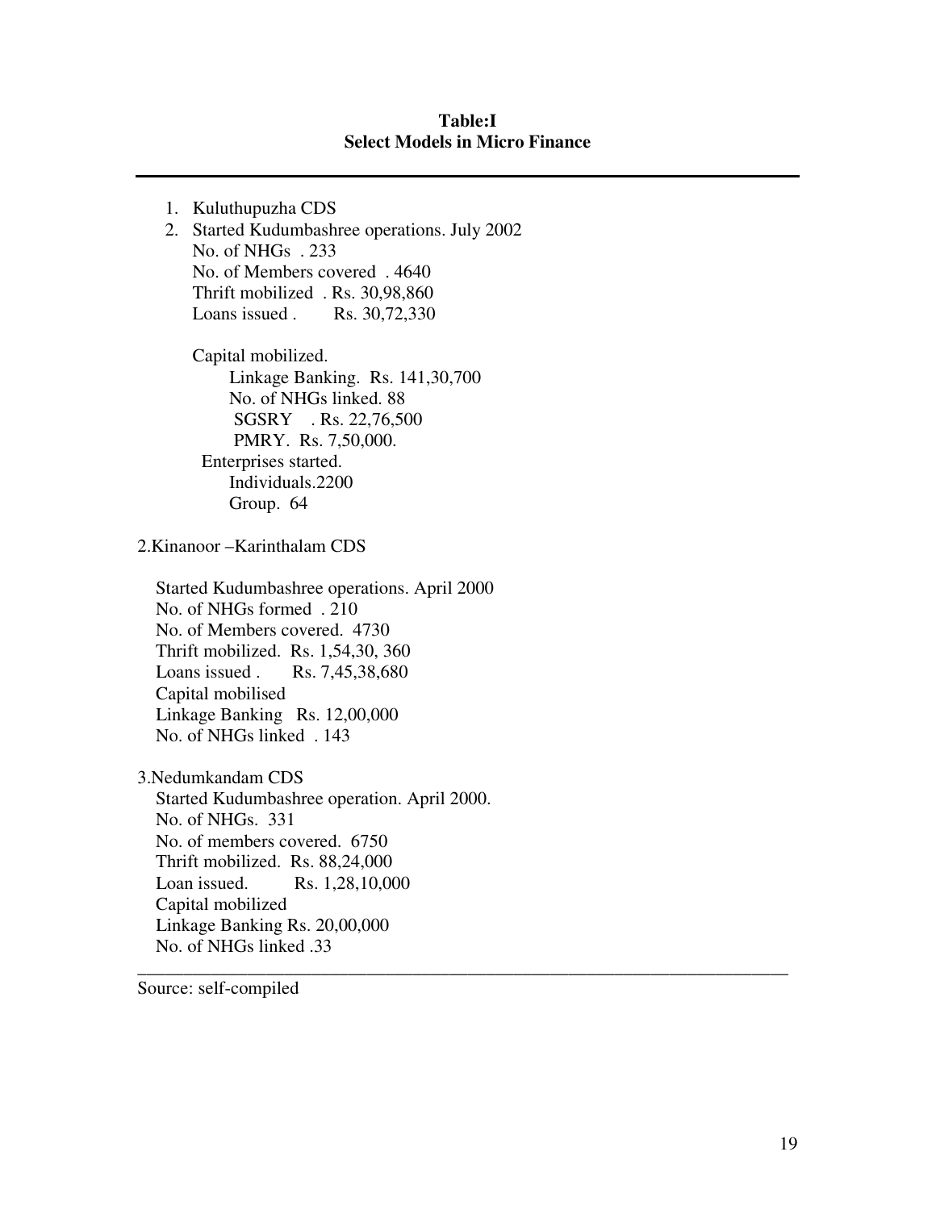**Table:I**
**Select Models in Micro Finance**

---

1. Kuluthupuzha CDS
2. Started Kudumbashree operations. July 2002
   No. of NHGs . 233
   No. of Members covered . 4640
   Thrift mobilized . Rs. 30,98,860
   Loans issued . Rs. 30,72,330

   Capital mobilized.
      Linkage Banking. Rs. 141,30,700
      No. of NHGs linked. 88
      SGSRY . Rs. 22,76,500
      PMRY. Rs. 7,50,000.
   Enterprises started.
      Individuals.2200
      Group. 64

2.Kinanoor –Karinthalam CDS

Started Kudumbashree operations. April 2000
No. of NHGs formed . 210
No. of Members covered. 4730
Thrift mobilized. Rs. 1,54,30, 360
Loans issued . Rs. 7,45,38,680
Capital mobilised
Linkage Banking Rs. 12,00,000
No. of NHGs linked . 143

3.Nedumkandam CDS
Started Kudumbashree operation. April 2000.
No. of NHGs. 331
No. of members covered. 6750
Thrift mobilized. Rs. 88,24,000
Loan issued. Rs. 1,28,10,000
Capital mobilized
Linkage Banking Rs. 20,00,000
No. of NHGs linked .33

---

Source: self-compiled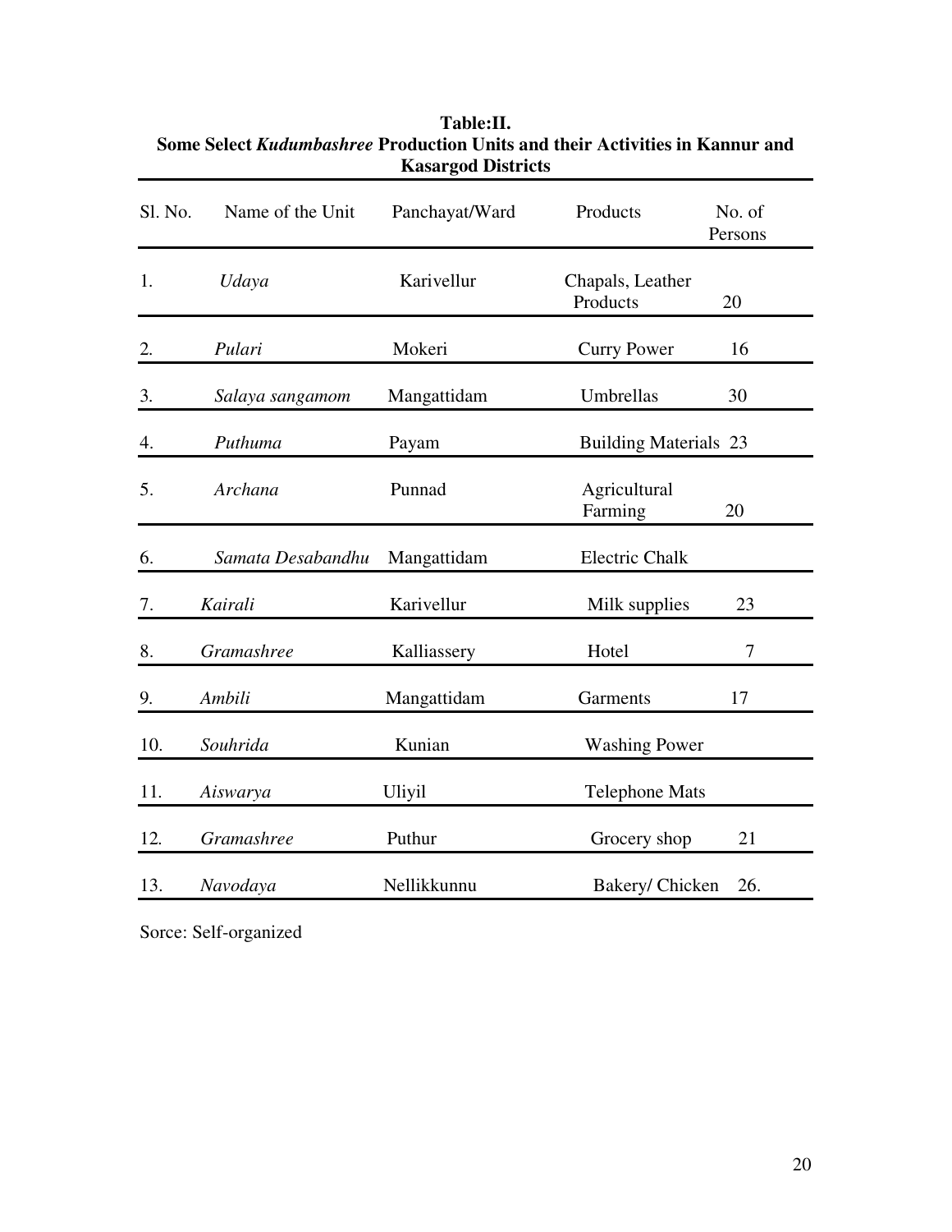**Table:II.**
**Some Select *Kudumbashree* Production Units and their Activities in Kannur and Kasargod Districts**

| Sl. No. | Name of the Unit | Panchayat/Ward | Products | No. of Persons |
|---|---|---|---|---|
| 1. | *Udaya* | Karivellur | Chapals, Leather Products | 20 |
| 2. | *Pulari* | Mokeri | Curry Power | 16 |
| 3. | *Salaya sangamom* | Mangattidam | Umbrellas | 30 |
| 4. | *Puthuma* | Payam | Building Materials | 23 |
| 5. | *Archana* | Punnad | Agricultural Farming | 20 |
| 6. | *Samata Desabandhu* | Mangattidam | Electric Chalk | |
| 7. | *Kairali* | Karivellur | Milk supplies | 23 |
| 8. | *Gramashree* | Kalliassery | Hotel | 7 |
| 9. | *Ambili* | Mangattidam | Garments | 17 |
| 10. | *Souhrida* | Kunian | Washing Power | |
| 11. | *Aiswarya* | Uliyil | Telephone Mats | |
| 12. | *Gramashree* | Puthur | Grocery shop | 21 |
| 13. | *Navodaya* | Nellikkunnu | Bakery/ Chicken | 26. |

Sorce: Self-organized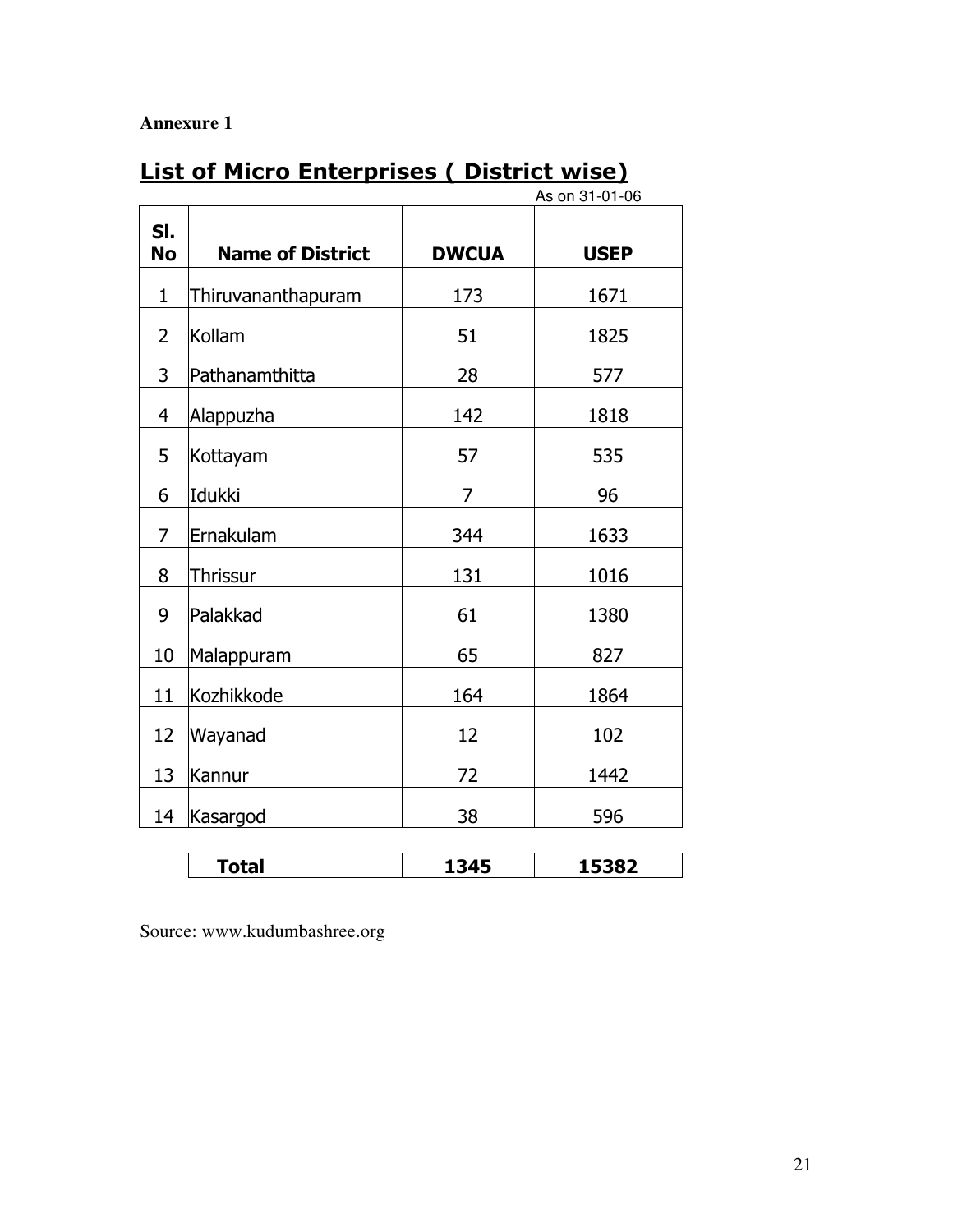**Annexure 1**

## List of Micro Enterprises ( District wise)

As on 31-01-06

| Sl. No | Name of District | DWCUA | USEP |
|---|---|---|---|
| 1 | Thiruvananthapuram | 173 | 1671 |
| 2 | Kollam | 51 | 1825 |
| 3 | Pathanamthitta | 28 | 577 |
| 4 | Alappuzha | 142 | 1818 |
| 5 | Kottayam | 57 | 535 |
| 6 | Idukki | 7 | 96 |
| 7 | Ernakulam | 344 | 1633 |
| 8 | Thrissur | 131 | 1016 |
| 9 | Palakkad | 61 | 1380 |
| 10 | Malappuram | 65 | 827 |
| 11 | Kozhikkode | 164 | 1864 |
| 12 | Wayanad | 12 | 102 |
| 13 | Kannur | 72 | 1442 |
| 14 | Kasargod | 38 | 596 |
| | **Total** | **1345** | **15382** |

Source: www.kudumbashree.org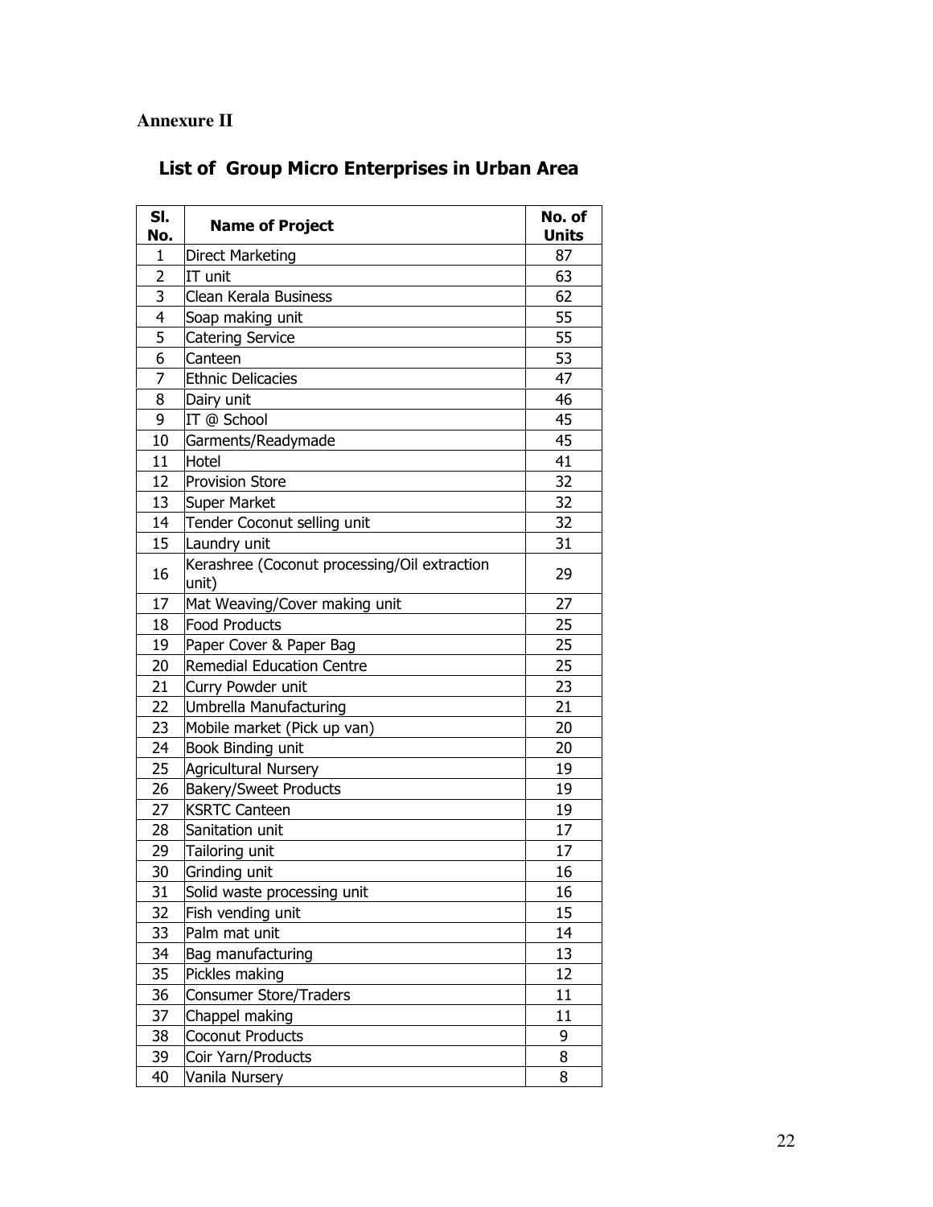**Annexure II**

## List of Group Micro Enterprises in Urban Area

| Sl. No. | Name of Project | No. of Units |
|---|---|---|
| 1 | Direct Marketing | 87 |
| 2 | IT unit | 63 |
| 3 | Clean Kerala Business | 62 |
| 4 | Soap making unit | 55 |
| 5 | Catering Service | 55 |
| 6 | Canteen | 53 |
| 7 | Ethnic Delicacies | 47 |
| 8 | Dairy unit | 46 |
| 9 | IT @ School | 45 |
| 10 | Garments/Readymade | 45 |
| 11 | Hotel | 41 |
| 12 | Provision Store | 32 |
| 13 | Super Market | 32 |
| 14 | Tender Coconut selling unit | 32 |
| 15 | Laundry unit | 31 |
| 16 | Kerashree (Coconut processing/Oil extraction unit) | 29 |
| 17 | Mat Weaving/Cover making unit | 27 |
| 18 | Food Products | 25 |
| 19 | Paper Cover & Paper Bag | 25 |
| 20 | Remedial Education Centre | 25 |
| 21 | Curry Powder unit | 23 |
| 22 | Umbrella Manufacturing | 21 |
| 23 | Mobile market (Pick up van) | 20 |
| 24 | Book Binding unit | 20 |
| 25 | Agricultural Nursery | 19 |
| 26 | Bakery/Sweet Products | 19 |
| 27 | KSRTC Canteen | 19 |
| 28 | Sanitation unit | 17 |
| 29 | Tailoring unit | 17 |
| 30 | Grinding unit | 16 |
| 31 | Solid waste processing unit | 16 |
| 32 | Fish vending unit | 15 |
| 33 | Palm mat unit | 14 |
| 34 | Bag manufacturing | 13 |
| 35 | Pickles making | 12 |
| 36 | Consumer Store/Traders | 11 |
| 37 | Chappel making | 11 |
| 38 | Coconut Products | 9 |
| 39 | Coir Yarn/Products | 8 |
| 40 | Vanila Nursery | 8 |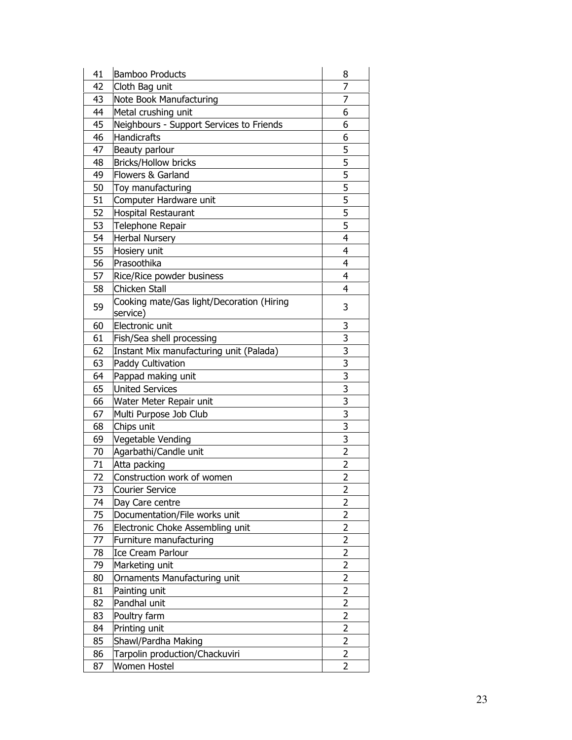| | | |
|---|---|---|
| 41 | Bamboo Products | 8 |
| 42 | Cloth Bag unit | 7 |
| 43 | Note Book Manufacturing | 7 |
| 44 | Metal crushing unit | 6 |
| 45 | Neighbours - Support Services to Friends | 6 |
| 46 | Handicrafts | 6 |
| 47 | Beauty parlour | 5 |
| 48 | Bricks/Hollow bricks | 5 |
| 49 | Flowers & Garland | 5 |
| 50 | Toy manufacturing | 5 |
| 51 | Computer Hardware unit | 5 |
| 52 | Hospital Restaurant | 5 |
| 53 | Telephone Repair | 5 |
| 54 | Herbal Nursery | 4 |
| 55 | Hosiery unit | 4 |
| 56 | Prasoothika | 4 |
| 57 | Rice/Rice powder business | 4 |
| 58 | Chicken Stall | 4 |
| 59 | Cooking mate/Gas light/Decoration (Hiring service) | 3 |
| 60 | Electronic unit | 3 |
| 61 | Fish/Sea shell processing | 3 |
| 62 | Instant Mix manufacturing unit (Palada) | 3 |
| 63 | Paddy Cultivation | 3 |
| 64 | Pappad making unit | 3 |
| 65 | United Services | 3 |
| 66 | Water Meter Repair unit | 3 |
| 67 | Multi Purpose Job Club | 3 |
| 68 | Chips unit | 3 |
| 69 | Vegetable Vending | 3 |
| 70 | Agarbathi/Candle unit | 2 |
| 71 | Atta packing | 2 |
| 72 | Construction work of women | 2 |
| 73 | Courier Service | 2 |
| 74 | Day Care centre | 2 |
| 75 | Documentation/File works unit | 2 |
| 76 | Electronic Choke Assembling unit | 2 |
| 77 | Furniture manufacturing | 2 |
| 78 | Ice Cream Parlour | 2 |
| 79 | Marketing unit | 2 |
| 80 | Ornaments Manufacturing unit | 2 |
| 81 | Painting unit | 2 |
| 82 | Pandhal unit | 2 |
| 83 | Poultry farm | 2 |
| 84 | Printing unit | 2 |
| 85 | Shawl/Pardha Making | 2 |
| 86 | Tarpolin production/Chackuviri | 2 |
| 87 | Women Hostel | 2 |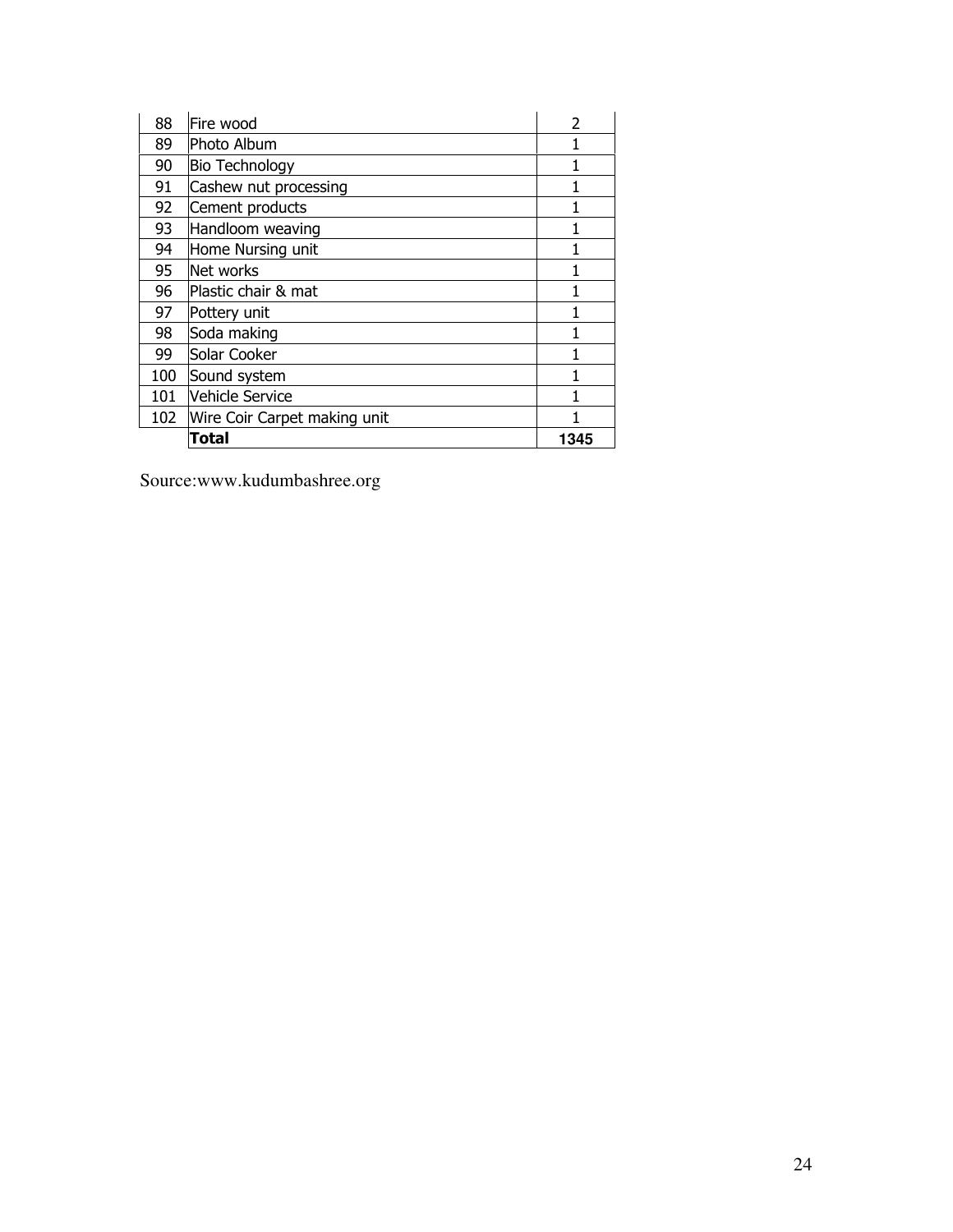| | | |
|---|---|---|
| 88 | Fire wood | 2 |
| 89 | Photo Album | 1 |
| 90 | Bio Technology | 1 |
| 91 | Cashew nut processing | 1 |
| 92 | Cement products | 1 |
| 93 | Handloom weaving | 1 |
| 94 | Home Nursing unit | 1 |
| 95 | Net works | 1 |
| 96 | Plastic chair & mat | 1 |
| 97 | Pottery unit | 1 |
| 98 | Soda making | 1 |
| 99 | Solar Cooker | 1 |
| 100 | Sound system | 1 |
| 101 | Vehicle Service | 1 |
| 102 | Wire Coir Carpet making unit | 1 |
| | **Total** | **1345** |

Source:www.kudumbashree.org